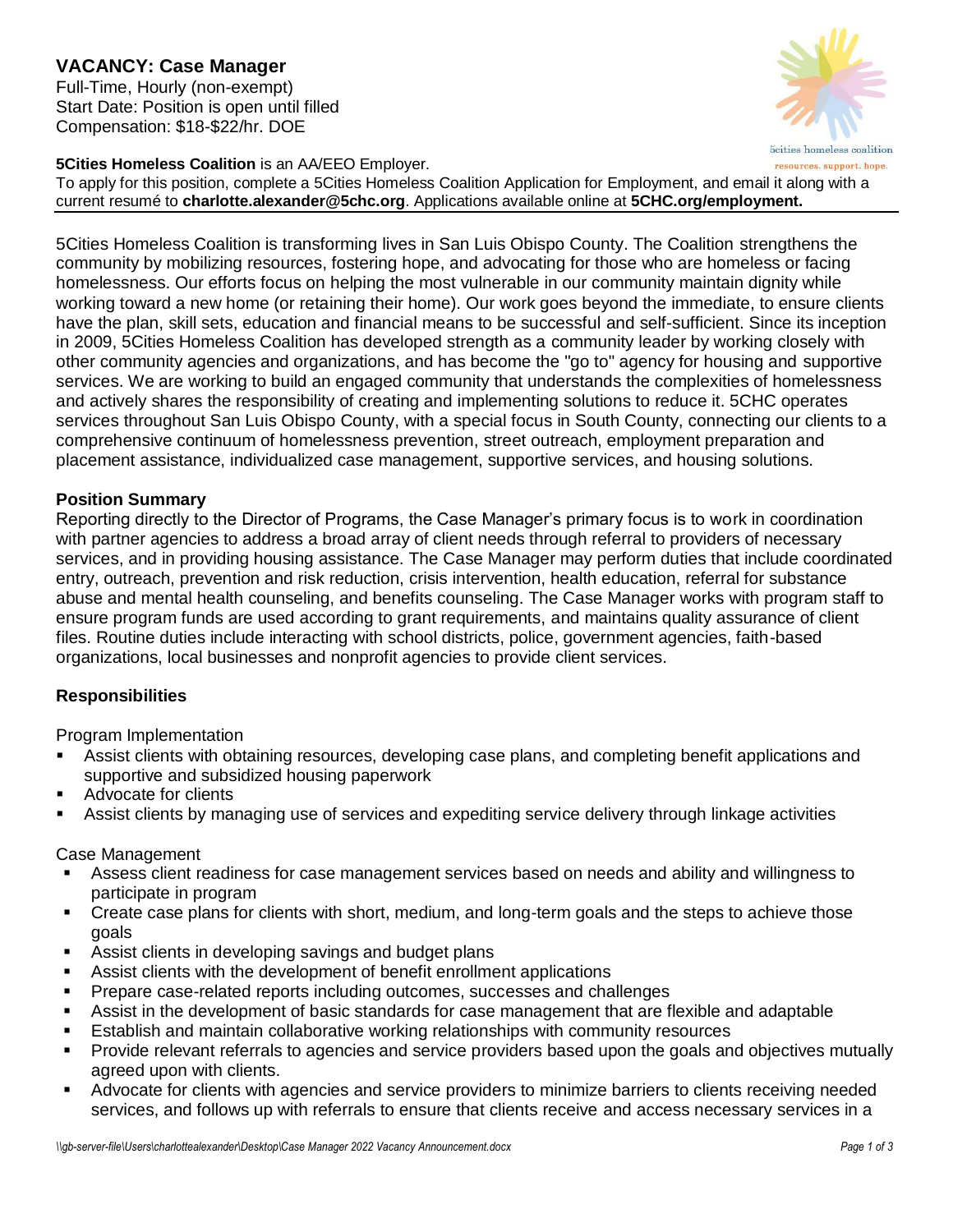# VACANCY: Case Manager

Full-Time, Hourly (non-exempt)
Start Date: Position is open until filled
Compensation: $18-$22/hr. DOE

5cities homeless coalition
resources. support. hope.

**5Cities Homeless Coalition** is an AA/EEO Employer.
To apply for this position, complete a 5Cities Homeless Coalition Application for Employment, and email it along with a current resumé to **charlotte.alexander@5chc.org**. Applications available online at **5CHC.org/employment.**

---

5Cities Homeless Coalition is transforming lives in San Luis Obispo County. The Coalition strengthens the community by mobilizing resources, fostering hope, and advocating for those who are homeless or facing homelessness. Our efforts focus on helping the most vulnerable in our community maintain dignity while working toward a new home (or retaining their home). Our work goes beyond the immediate, to ensure clients have the plan, skill sets, education and financial means to be successful and self-sufficient. Since its inception in 2009, 5Cities Homeless Coalition has developed strength as a community leader by working closely with other community agencies and organizations, and has become the "go to" agency for housing and supportive services. We are working to build an engaged community that understands the complexities of homelessness and actively shares the responsibility of creating and implementing solutions to reduce it. 5CHC operates services throughout San Luis Obispo County, with a special focus in South County, connecting our clients to a comprehensive continuum of homelessness prevention, street outreach, employment preparation and placement assistance, individualized case management, supportive services, and housing solutions.

### Position Summary

Reporting directly to the Director of Programs, the Case Manager's primary focus is to work in coordination with partner agencies to address a broad array of client needs through referral to providers of necessary services, and in providing housing assistance. The Case Manager may perform duties that include coordinated entry, outreach, prevention and risk reduction, crisis intervention, health education, referral for substance abuse and mental health counseling, and benefits counseling. The Case Manager works with program staff to ensure program funds are used according to grant requirements, and maintains quality assurance of client files. Routine duties include interacting with school districts, police, government agencies, faith-based organizations, local businesses and nonprofit agencies to provide client services.

### Responsibilities

Program Implementation

- Assist clients with obtaining resources, developing case plans, and completing benefit applications and supportive and subsidized housing paperwork
- Advocate for clients
- Assist clients by managing use of services and expediting service delivery through linkage activities

Case Management

- Assess client readiness for case management services based on needs and ability and willingness to participate in program
- Create case plans for clients with short, medium, and long-term goals and the steps to achieve those goals
- Assist clients in developing savings and budget plans
- Assist clients with the development of benefit enrollment applications
- Prepare case-related reports including outcomes, successes and challenges
- Assist in the development of basic standards for case management that are flexible and adaptable
- Establish and maintain collaborative working relationships with community resources
- Provide relevant referrals to agencies and service providers based upon the goals and objectives mutually agreed upon with clients.
- Advocate for clients with agencies and service providers to minimize barriers to clients receiving needed services, and follows up with referrals to ensure that clients receive and access necessary services in a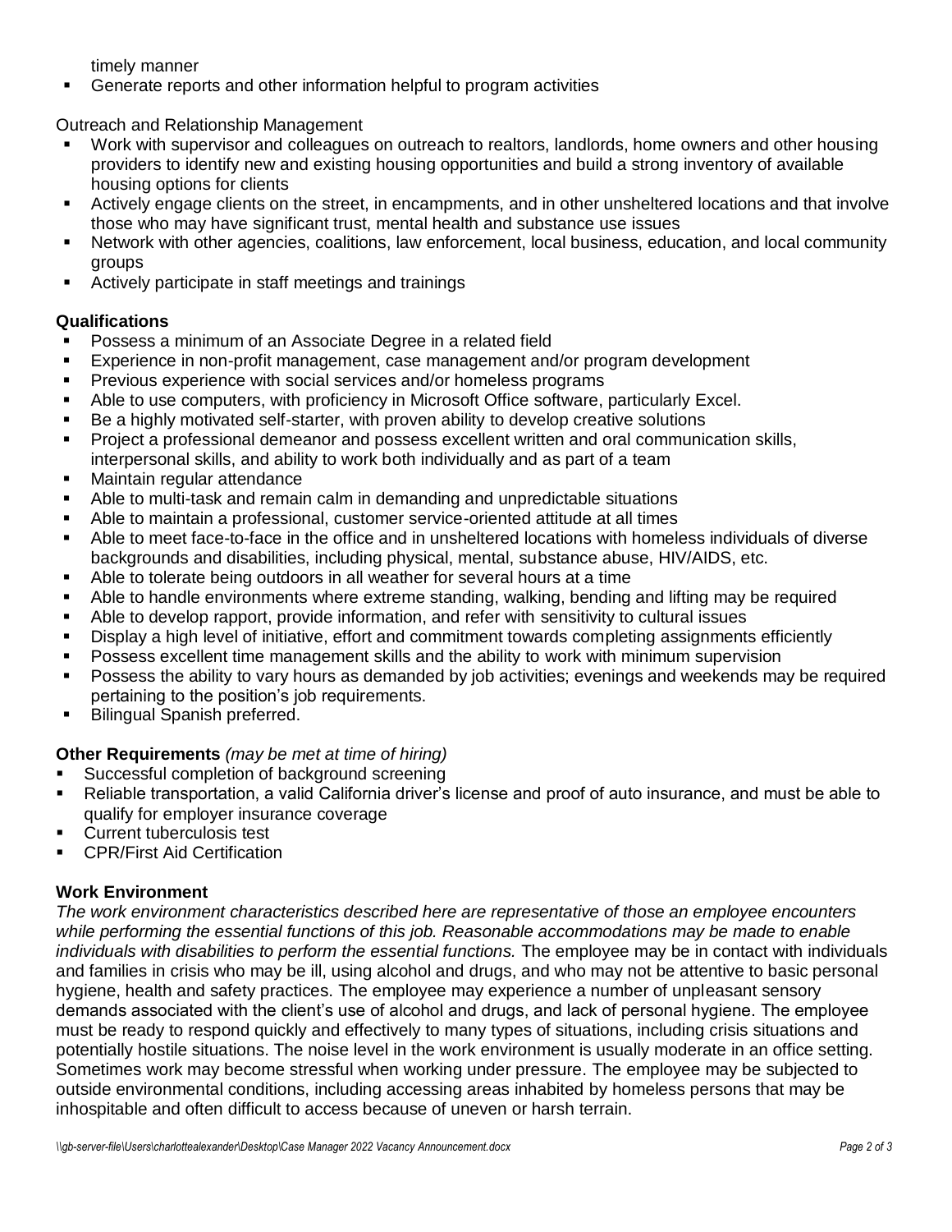timely manner

- Generate reports and other information helpful to program activities

Outreach and Relationship Management

- Work with supervisor and colleagues on outreach to realtors, landlords, home owners and other housing providers to identify new and existing housing opportunities and build a strong inventory of available housing options for clients
- Actively engage clients on the street, in encampments, and in other unsheltered locations and that involve those who may have significant trust, mental health and substance use issues
- Network with other agencies, coalitions, law enforcement, local business, education, and local community groups
- Actively participate in staff meetings and trainings

**Qualifications**

- Possess a minimum of an Associate Degree in a related field
- Experience in non-profit management, case management and/or program development
- Previous experience with social services and/or homeless programs
- Able to use computers, with proficiency in Microsoft Office software, particularly Excel.
- Be a highly motivated self-starter, with proven ability to develop creative solutions
- Project a professional demeanor and possess excellent written and oral communication skills, interpersonal skills, and ability to work both individually and as part of a team
- Maintain regular attendance
- Able to multi-task and remain calm in demanding and unpredictable situations
- Able to maintain a professional, customer service-oriented attitude at all times
- Able to meet face-to-face in the office and in unsheltered locations with homeless individuals of diverse backgrounds and disabilities, including physical, mental, substance abuse, HIV/AIDS, etc.
- Able to tolerate being outdoors in all weather for several hours at a time
- Able to handle environments where extreme standing, walking, bending and lifting may be required
- Able to develop rapport, provide information, and refer with sensitivity to cultural issues
- Display a high level of initiative, effort and commitment towards completing assignments efficiently
- Possess excellent time management skills and the ability to work with minimum supervision
- Possess the ability to vary hours as demanded by job activities; evenings and weekends may be required pertaining to the position's job requirements.
- Bilingual Spanish preferred.

**Other Requirements** *(may be met at time of hiring)*

- Successful completion of background screening
- Reliable transportation, a valid California driver's license and proof of auto insurance, and must be able to qualify for employer insurance coverage
- Current tuberculosis test
- CPR/First Aid Certification

**Work Environment**

*The work environment characteristics described here are representative of those an employee encounters while performing the essential functions of this job. Reasonable accommodations may be made to enable individuals with disabilities to perform the essential functions.* The employee may be in contact with individuals and families in crisis who may be ill, using alcohol and drugs, and who may not be attentive to basic personal hygiene, health and safety practices. The employee may experience a number of unpleasant sensory demands associated with the client's use of alcohol and drugs, and lack of personal hygiene. The employee must be ready to respond quickly and effectively to many types of situations, including crisis situations and potentially hostile situations. The noise level in the work environment is usually moderate in an office setting. Sometimes work may become stressful when working under pressure. The employee may be subjected to outside environmental conditions, including accessing areas inhabited by homeless persons that may be inhospitable and often difficult to access because of uneven or harsh terrain.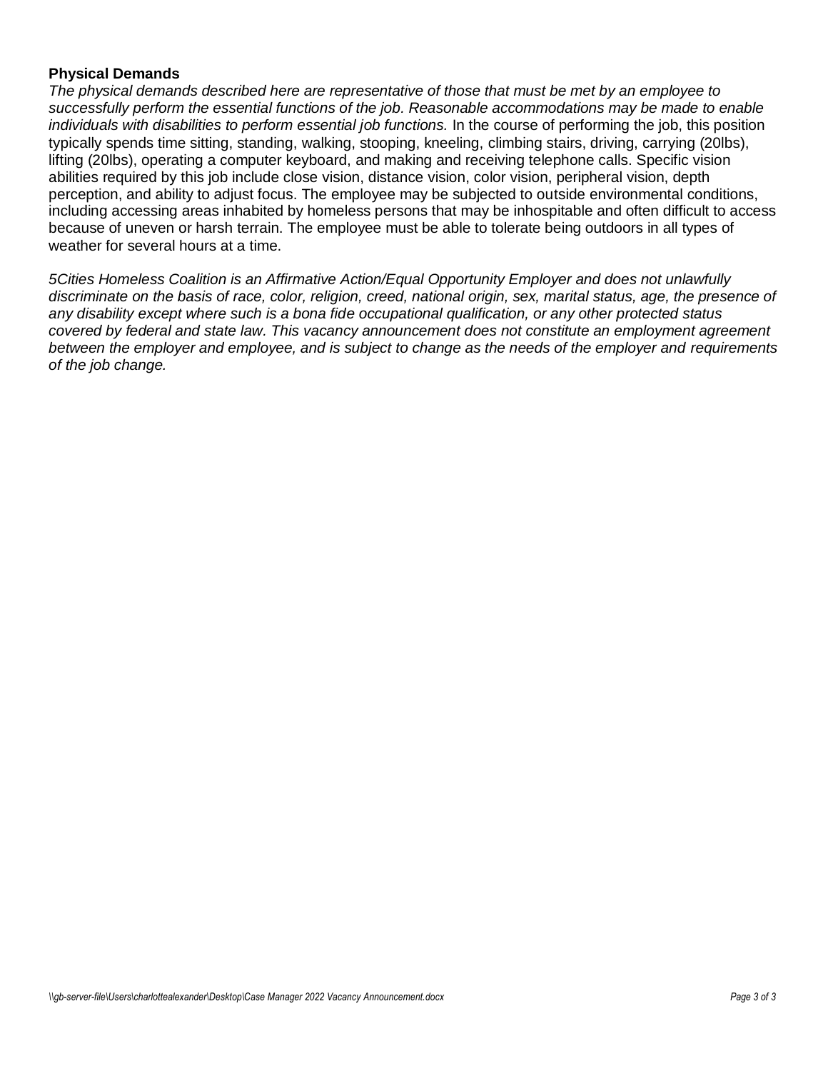**Physical Demands**

*The physical demands described here are representative of those that must be met by an employee to successfully perform the essential functions of the job. Reasonable accommodations may be made to enable individuals with disabilities to perform essential job functions.* In the course of performing the job, this position typically spends time sitting, standing, walking, stooping, kneeling, climbing stairs, driving, carrying (20lbs), lifting (20lbs), operating a computer keyboard, and making and receiving telephone calls. Specific vision abilities required by this job include close vision, distance vision, color vision, peripheral vision, depth perception, and ability to adjust focus. The employee may be subjected to outside environmental conditions, including accessing areas inhabited by homeless persons that may be inhospitable and often difficult to access because of uneven or harsh terrain. The employee must be able to tolerate being outdoors in all types of weather for several hours at a time.

*5Cities Homeless Coalition is an Affirmative Action/Equal Opportunity Employer and does not unlawfully discriminate on the basis of race, color, religion, creed, national origin, sex, marital status, age, the presence of any disability except where such is a bona fide occupational qualification, or any other protected status covered by federal and state law. This vacancy announcement does not constitute an employment agreement between the employer and employee, and is subject to change as the needs of the employer and requirements of the job change.*